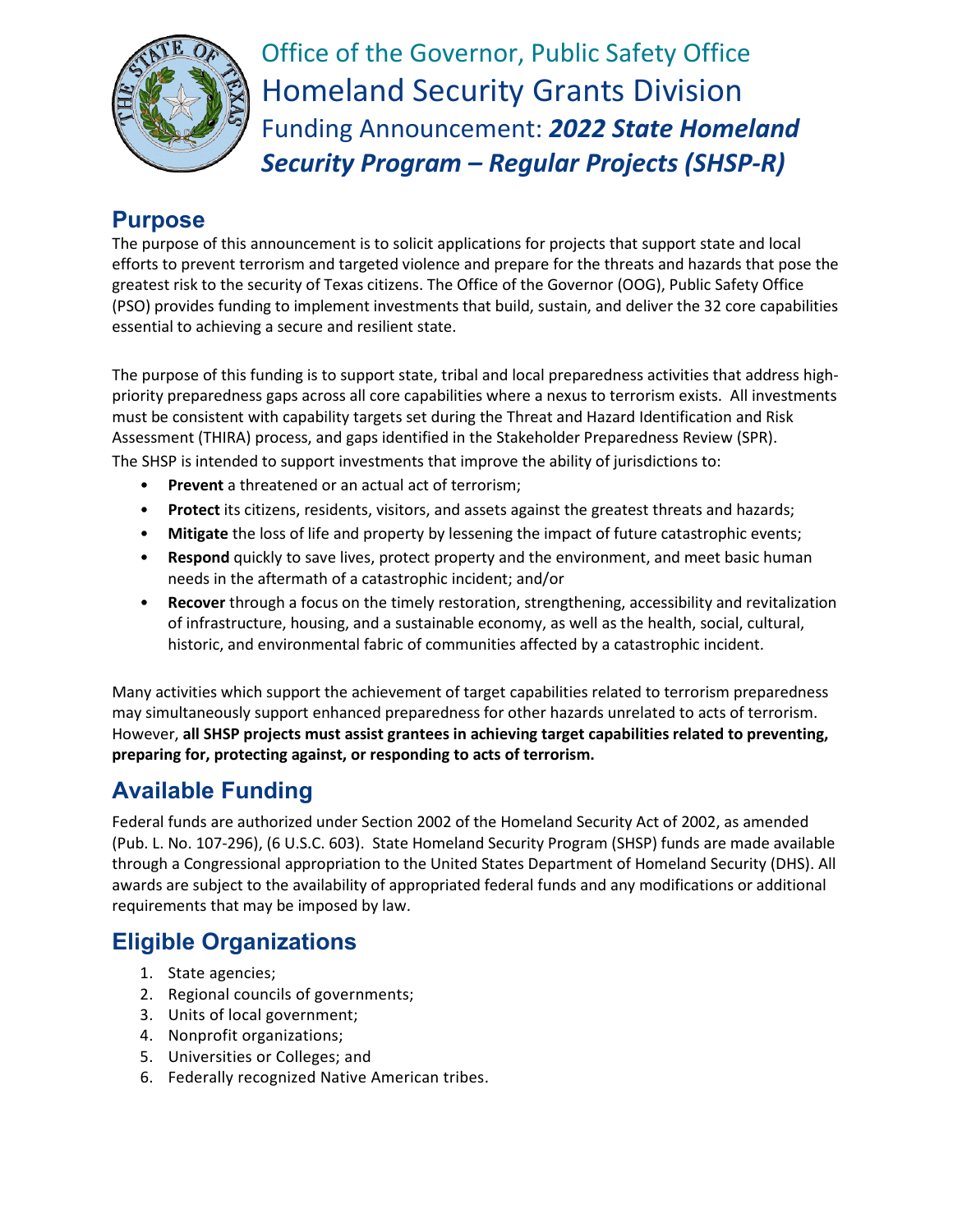# Office of the Governor, Public Safety Office
# Homeland Security Grants Division
## Funding Announcement: ***2022 State Homeland Security Program – Regular Projects (SHSP-R)***

## Purpose

The purpose of this announcement is to solicit applications for projects that support state and local efforts to prevent terrorism and targeted violence and prepare for the threats and hazards that pose the greatest risk to the security of Texas citizens. The Office of the Governor (OOG), Public Safety Office (PSO) provides funding to implement investments that build, sustain, and deliver the 32 core capabilities essential to achieving a secure and resilient state.

The purpose of this funding is to support state, tribal and local preparedness activities that address high-priority preparedness gaps across all core capabilities where a nexus to terrorism exists. All investments must be consistent with capability targets set during the Threat and Hazard Identification and Risk Assessment (THIRA) process, and gaps identified in the Stakeholder Preparedness Review (SPR).

The SHSP is intended to support investments that improve the ability of jurisdictions to:

- **Prevent** a threatened or an actual act of terrorism;
- **Protect** its citizens, residents, visitors, and assets against the greatest threats and hazards;
- **Mitigate** the loss of life and property by lessening the impact of future catastrophic events;
- **Respond** quickly to save lives, protect property and the environment, and meet basic human needs in the aftermath of a catastrophic incident; and/or
- **Recover** through a focus on the timely restoration, strengthening, accessibility and revitalization of infrastructure, housing, and a sustainable economy, as well as the health, social, cultural, historic, and environmental fabric of communities affected by a catastrophic incident.

Many activities which support the achievement of target capabilities related to terrorism preparedness may simultaneously support enhanced preparedness for other hazards unrelated to acts of terrorism. However, **all SHSP projects must assist grantees in achieving target capabilities related to preventing, preparing for, protecting against, or responding to acts of terrorism.**

## Available Funding

Federal funds are authorized under Section 2002 of the Homeland Security Act of 2002, as amended (Pub. L. No. 107-296), (6 U.S.C. 603). State Homeland Security Program (SHSP) funds are made available through a Congressional appropriation to the United States Department of Homeland Security (DHS). All awards are subject to the availability of appropriated federal funds and any modifications or additional requirements that may be imposed by law.

## Eligible Organizations

1. State agencies;
2. Regional councils of governments;
3. Units of local government;
4. Nonprofit organizations;
5. Universities or Colleges; and
6. Federally recognized Native American tribes.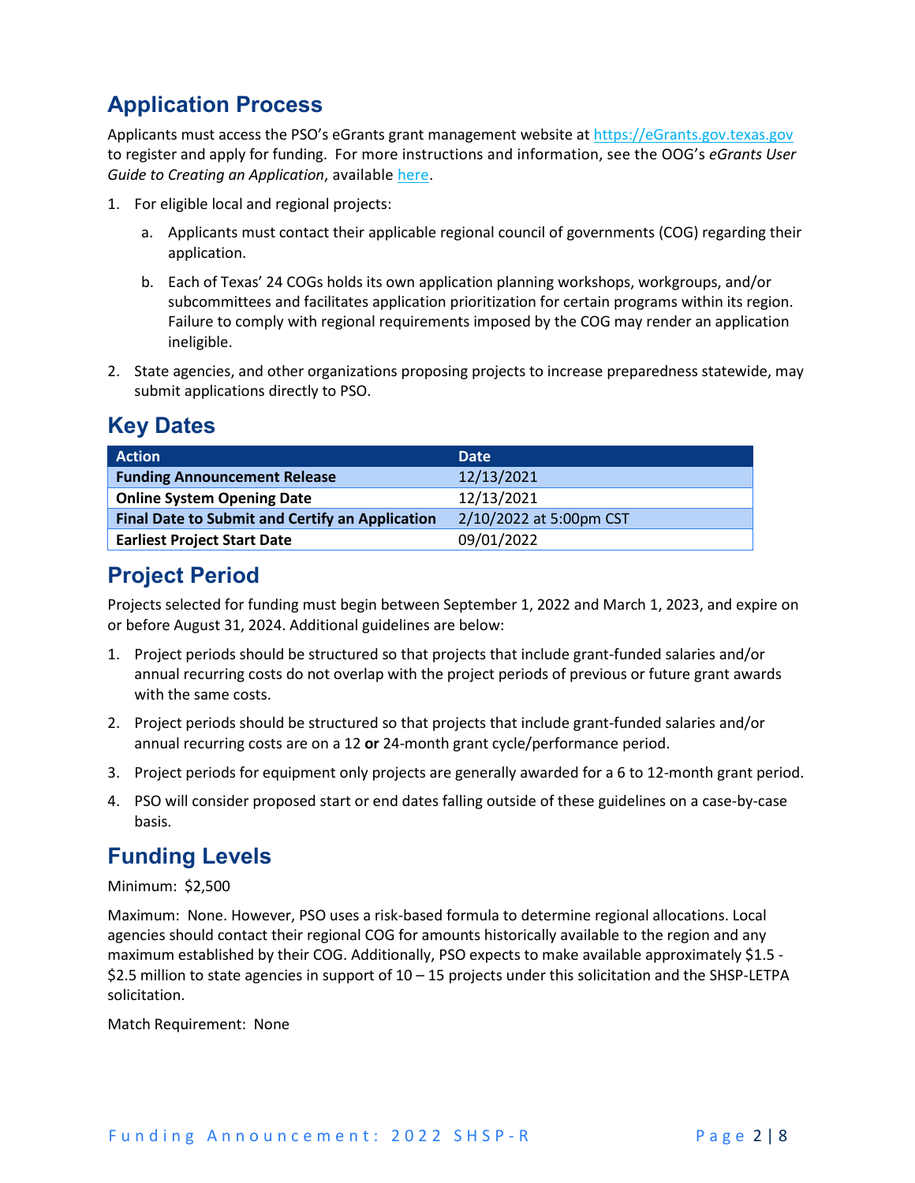## Application Process

Applicants must access the PSO's eGrants grant management website at https://eGrants.gov.texas.gov to register and apply for funding. For more instructions and information, see the OOG's *eGrants User Guide to Creating an Application*, available here.

1. For eligible local and regional projects:

    a. Applicants must contact their applicable regional council of governments (COG) regarding their application.

    b. Each of Texas' 24 COGs holds its own application planning workshops, workgroups, and/or subcommittees and facilitates application prioritization for certain programs within its region. Failure to comply with regional requirements imposed by the COG may render an application ineligible.

2. State agencies, and other organizations proposing projects to increase preparedness statewide, may submit applications directly to PSO.

## Key Dates

| Action | Date |
|---|---|
| **Funding Announcement Release** | 12/13/2021 |
| **Online System Opening Date** | 12/13/2021 |
| **Final Date to Submit and Certify an Application** | 2/10/2022 at 5:00pm CST |
| **Earliest Project Start Date** | 09/01/2022 |

## Project Period

Projects selected for funding must begin between September 1, 2022 and March 1, 2023, and expire on or before August 31, 2024. Additional guidelines are below:

1. Project periods should be structured so that projects that include grant-funded salaries and/or annual recurring costs do not overlap with the project periods of previous or future grant awards with the same costs.
2. Project periods should be structured so that projects that include grant-funded salaries and/or annual recurring costs are on a 12 **or** 24-month grant cycle/performance period.
3. Project periods for equipment only projects are generally awarded for a 6 to 12-month grant period.
4. PSO will consider proposed start or end dates falling outside of these guidelines on a case-by-case basis.

## Funding Levels

Minimum: $2,500

Maximum: None. However, PSO uses a risk-based formula to determine regional allocations. Local agencies should contact their regional COG for amounts historically available to the region and any maximum established by their COG. Additionally, PSO expects to make available approximately $1.5 - $2.5 million to state agencies in support of 10 – 15 projects under this solicitation and the SHSP-LETPA solicitation.

Match Requirement: None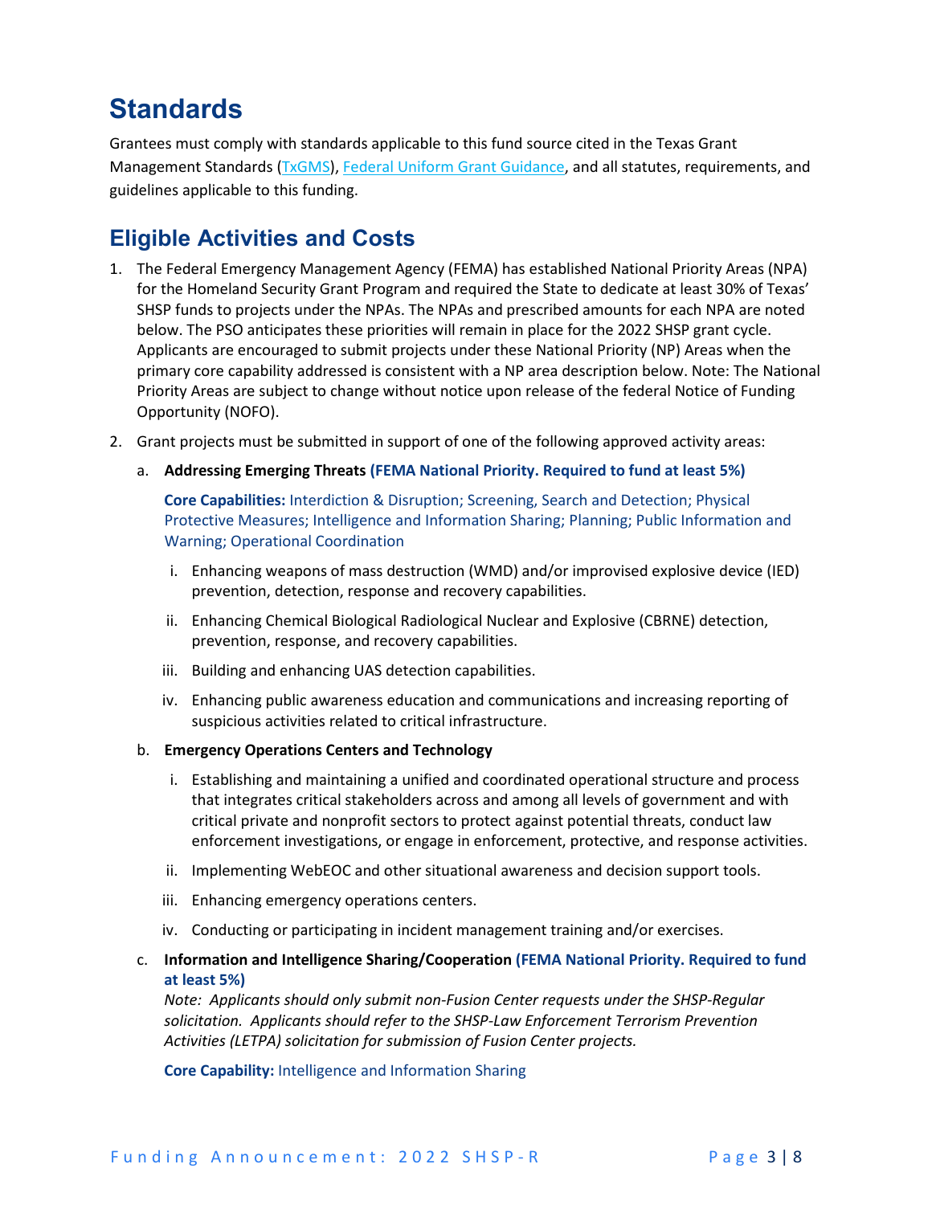# Standards

Grantees must comply with standards applicable to this fund source cited in the Texas Grant Management Standards (TxGMS), Federal Uniform Grant Guidance, and all statutes, requirements, and guidelines applicable to this funding.

## Eligible Activities and Costs

1. The Federal Emergency Management Agency (FEMA) has established National Priority Areas (NPA) for the Homeland Security Grant Program and required the State to dedicate at least 30% of Texas' SHSP funds to projects under the NPAs. The NPAs and prescribed amounts for each NPA are noted below. The PSO anticipates these priorities will remain in place for the 2022 SHSP grant cycle. Applicants are encouraged to submit projects under these National Priority (NP) Areas when the primary core capability addressed is consistent with a NP area description below. Note: The National Priority Areas are subject to change without notice upon release of the federal Notice of Funding Opportunity (NOFO).
2. Grant projects must be submitted in support of one of the following approved activity areas:
   a. **Addressing Emerging Threats (FEMA National Priority. Required to fund at least 5%)**

      **Core Capabilities:** Interdiction & Disruption; Screening, Search and Detection; Physical Protective Measures; Intelligence and Information Sharing; Planning; Public Information and Warning; Operational Coordination

      i. Enhancing weapons of mass destruction (WMD) and/or improvised explosive device (IED) prevention, detection, response and recovery capabilities.
      ii. Enhancing Chemical Biological Radiological Nuclear and Explosive (CBRNE) detection, prevention, response, and recovery capabilities.
      iii. Building and enhancing UAS detection capabilities.
      iv. Enhancing public awareness education and communications and increasing reporting of suspicious activities related to critical infrastructure.

   b. **Emergency Operations Centers and Technology**

      i. Establishing and maintaining a unified and coordinated operational structure and process that integrates critical stakeholders across and among all levels of government and with critical private and nonprofit sectors to protect against potential threats, conduct law enforcement investigations, or engage in enforcement, protective, and response activities.
      ii. Implementing WebEOC and other situational awareness and decision support tools.
      iii. Enhancing emergency operations centers.
      iv. Conducting or participating in incident management training and/or exercises.

   c. **Information and Intelligence Sharing/Cooperation (FEMA National Priority. Required to fund at least 5%)**

      *Note: Applicants should only submit non-Fusion Center requests under the SHSP-Regular solicitation. Applicants should refer to the SHSP-Law Enforcement Terrorism Prevention Activities (LETPA) solicitation for submission of Fusion Center projects.*

      **Core Capability:** Intelligence and Information Sharing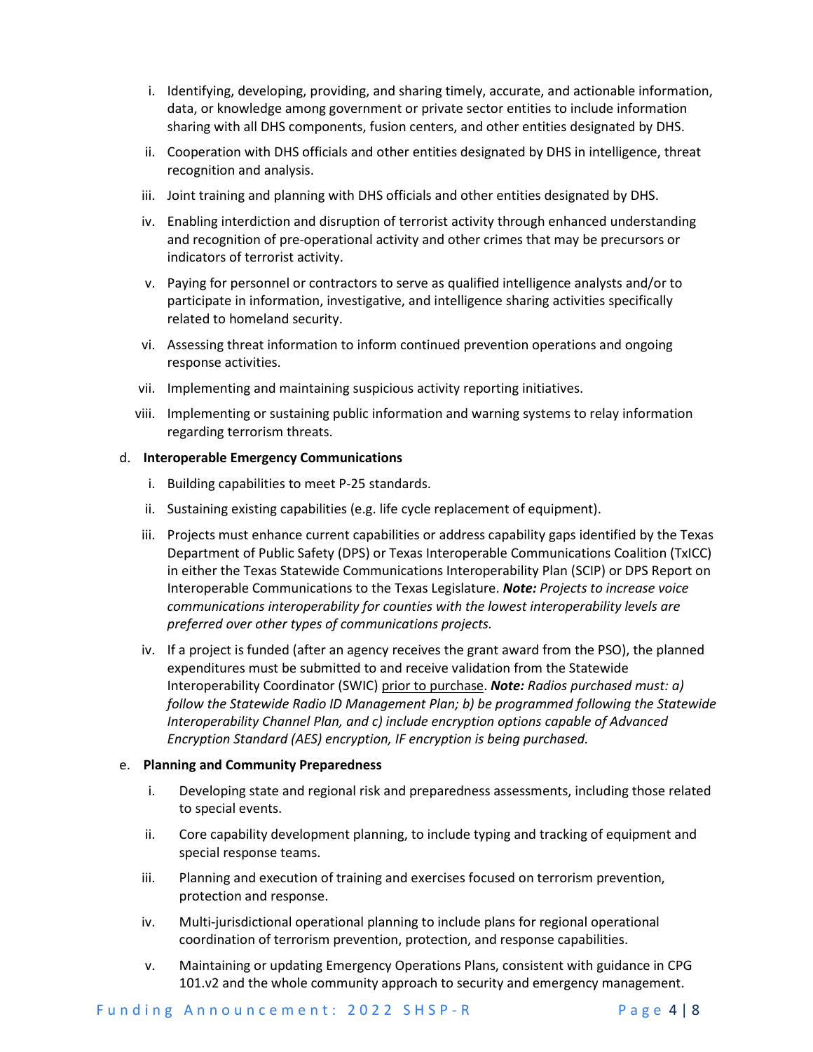i. Identifying, developing, providing, and sharing timely, accurate, and actionable information, data, or knowledge among government or private sector entities to include information sharing with all DHS components, fusion centers, and other entities designated by DHS.

ii. Cooperation with DHS officials and other entities designated by DHS in intelligence, threat recognition and analysis.

iii. Joint training and planning with DHS officials and other entities designated by DHS.

iv. Enabling interdiction and disruption of terrorist activity through enhanced understanding and recognition of pre-operational activity and other crimes that may be precursors or indicators of terrorist activity.

v. Paying for personnel or contractors to serve as qualified intelligence analysts and/or to participate in information, investigative, and intelligence sharing activities specifically related to homeland security.

vi. Assessing threat information to inform continued prevention operations and ongoing response activities.

vii. Implementing and maintaining suspicious activity reporting initiatives.

viii. Implementing or sustaining public information and warning systems to relay information regarding terrorism threats.

d. **Interoperable Emergency Communications**

i. Building capabilities to meet P-25 standards.

ii. Sustaining existing capabilities (e.g. life cycle replacement of equipment).

iii. Projects must enhance current capabilities or address capability gaps identified by the Texas Department of Public Safety (DPS) or Texas Interoperable Communications Coalition (TxICC) in either the Texas Statewide Communications Interoperability Plan (SCIP) or DPS Report on Interoperable Communications to the Texas Legislature. ***Note:*** *Projects to increase voice communications interoperability for counties with the lowest interoperability levels are preferred over other types of communications projects.*

iv. If a project is funded (after an agency receives the grant award from the PSO), the planned expenditures must be submitted to and receive validation from the Statewide Interoperability Coordinator (SWIC) <u>prior to purchase</u>. ***Note:*** *Radios purchased must: a) follow the Statewide Radio ID Management Plan; b) be programmed following the Statewide Interoperability Channel Plan, and c) include encryption options capable of Advanced Encryption Standard (AES) encryption, IF encryption is being purchased.*

e. **Planning and Community Preparedness**

i. Developing state and regional risk and preparedness assessments, including those related to special events.

ii. Core capability development planning, to include typing and tracking of equipment and special response teams.

iii. Planning and execution of training and exercises focused on terrorism prevention, protection and response.

iv. Multi-jurisdictional operational planning to include plans for regional operational coordination of terrorism prevention, protection, and response capabilities.

v. Maintaining or updating Emergency Operations Plans, consistent with guidance in CPG 101.v2 and the whole community approach to security and emergency management.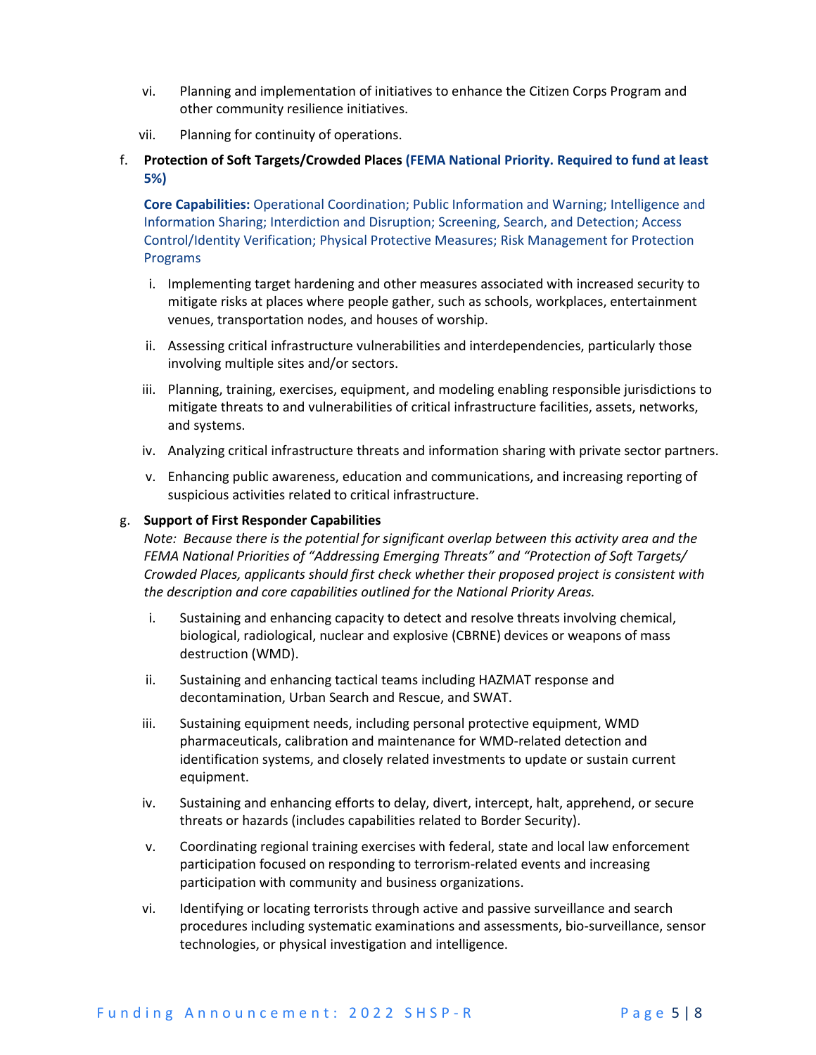vi. Planning and implementation of initiatives to enhance the Citizen Corps Program and other community resilience initiatives.

vii. Planning for continuity of operations.

f. **Protection of Soft Targets/Crowded Places (FEMA National Priority. Required to fund at least 5%)**

**Core Capabilities:** Operational Coordination; Public Information and Warning; Intelligence and Information Sharing; Interdiction and Disruption; Screening, Search, and Detection; Access Control/Identity Verification; Physical Protective Measures; Risk Management for Protection Programs

i. Implementing target hardening and other measures associated with increased security to mitigate risks at places where people gather, such as schools, workplaces, entertainment venues, transportation nodes, and houses of worship.

ii. Assessing critical infrastructure vulnerabilities and interdependencies, particularly those involving multiple sites and/or sectors.

iii. Planning, training, exercises, equipment, and modeling enabling responsible jurisdictions to mitigate threats to and vulnerabilities of critical infrastructure facilities, assets, networks, and systems.

iv. Analyzing critical infrastructure threats and information sharing with private sector partners.

v. Enhancing public awareness, education and communications, and increasing reporting of suspicious activities related to critical infrastructure.

g. **Support of First Responder Capabilities**

*Note: Because there is the potential for significant overlap between this activity area and the FEMA National Priorities of "Addressing Emerging Threats" and "Protection of Soft Targets/ Crowded Places, applicants should first check whether their proposed project is consistent with the description and core capabilities outlined for the National Priority Areas.*

i. Sustaining and enhancing capacity to detect and resolve threats involving chemical, biological, radiological, nuclear and explosive (CBRNE) devices or weapons of mass destruction (WMD).

ii. Sustaining and enhancing tactical teams including HAZMAT response and decontamination, Urban Search and Rescue, and SWAT.

iii. Sustaining equipment needs, including personal protective equipment, WMD pharmaceuticals, calibration and maintenance for WMD-related detection and identification systems, and closely related investments to update or sustain current equipment.

iv. Sustaining and enhancing efforts to delay, divert, intercept, halt, apprehend, or secure threats or hazards (includes capabilities related to Border Security).

v. Coordinating regional training exercises with federal, state and local law enforcement participation focused on responding to terrorism-related events and increasing participation with community and business organizations.

vi. Identifying or locating terrorists through active and passive surveillance and search procedures including systematic examinations and assessments, bio-surveillance, sensor technologies, or physical investigation and intelligence.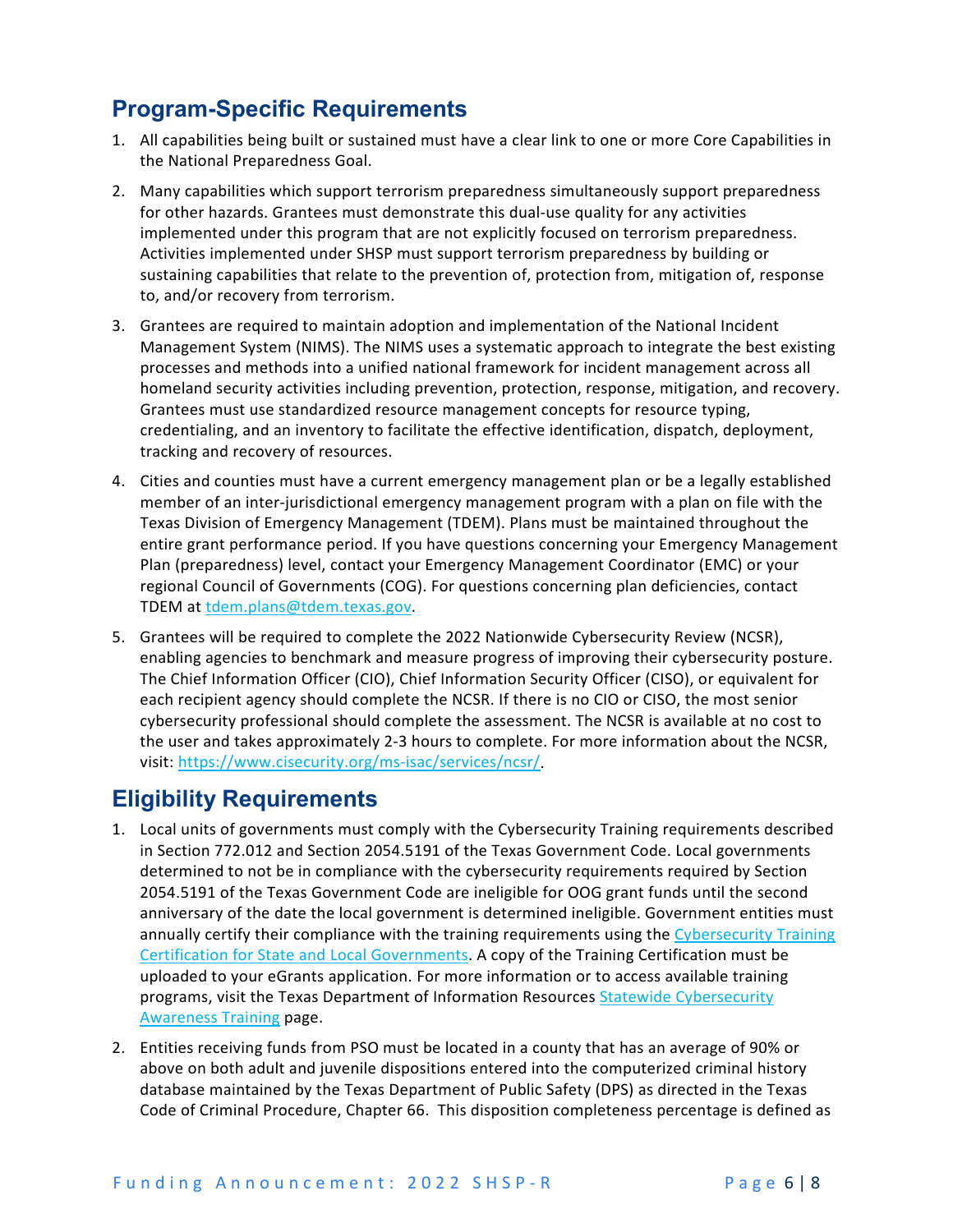## Program-Specific Requirements

1. All capabilities being built or sustained must have a clear link to one or more Core Capabilities in the National Preparedness Goal.
2. Many capabilities which support terrorism preparedness simultaneously support preparedness for other hazards. Grantees must demonstrate this dual-use quality for any activities implemented under this program that are not explicitly focused on terrorism preparedness. Activities implemented under SHSP must support terrorism preparedness by building or sustaining capabilities that relate to the prevention of, protection from, mitigation of, response to, and/or recovery from terrorism.
3. Grantees are required to maintain adoption and implementation of the National Incident Management System (NIMS). The NIMS uses a systematic approach to integrate the best existing processes and methods into a unified national framework for incident management across all homeland security activities including prevention, protection, response, mitigation, and recovery. Grantees must use standardized resource management concepts for resource typing, credentialing, and an inventory to facilitate the effective identification, dispatch, deployment, tracking and recovery of resources.
4. Cities and counties must have a current emergency management plan or be a legally established member of an inter-jurisdictional emergency management program with a plan on file with the Texas Division of Emergency Management (TDEM). Plans must be maintained throughout the entire grant performance period. If you have questions concerning your Emergency Management Plan (preparedness) level, contact your Emergency Management Coordinator (EMC) or your regional Council of Governments (COG). For questions concerning plan deficiencies, contact TDEM at [tdem.plans@tdem.texas.gov](mailto:tdem.plans@tdem.texas.gov).
5. Grantees will be required to complete the 2022 Nationwide Cybersecurity Review (NCSR), enabling agencies to benchmark and measure progress of improving their cybersecurity posture. The Chief Information Officer (CIO), Chief Information Security Officer (CISO), or equivalent for each recipient agency should complete the NCSR. If there is no CIO or CISO, the most senior cybersecurity professional should complete the assessment. The NCSR is available at no cost to the user and takes approximately 2-3 hours to complete. For more information about the NCSR, visit: [https://www.cisecurity.org/ms-isac/services/ncsr/](https://www.cisecurity.org/ms-isac/services/ncsr/).

## Eligibility Requirements

1. Local units of governments must comply with the Cybersecurity Training requirements described in Section 772.012 and Section 2054.5191 of the Texas Government Code. Local governments determined to not be in compliance with the cybersecurity requirements required by Section 2054.5191 of the Texas Government Code are ineligible for OOG grant funds until the second anniversary of the date the local government is determined ineligible. Government entities must annually certify their compliance with the training requirements using the Cybersecurity Training Certification for State and Local Governments. A copy of the Training Certification must be uploaded to your eGrants application. For more information or to access available training programs, visit the Texas Department of Information Resources Statewide Cybersecurity Awareness Training page.
2. Entities receiving funds from PSO must be located in a county that has an average of 90% or above on both adult and juvenile dispositions entered into the computerized criminal history database maintained by the Texas Department of Public Safety (DPS) as directed in the Texas Code of Criminal Procedure, Chapter 66. This disposition completeness percentage is defined as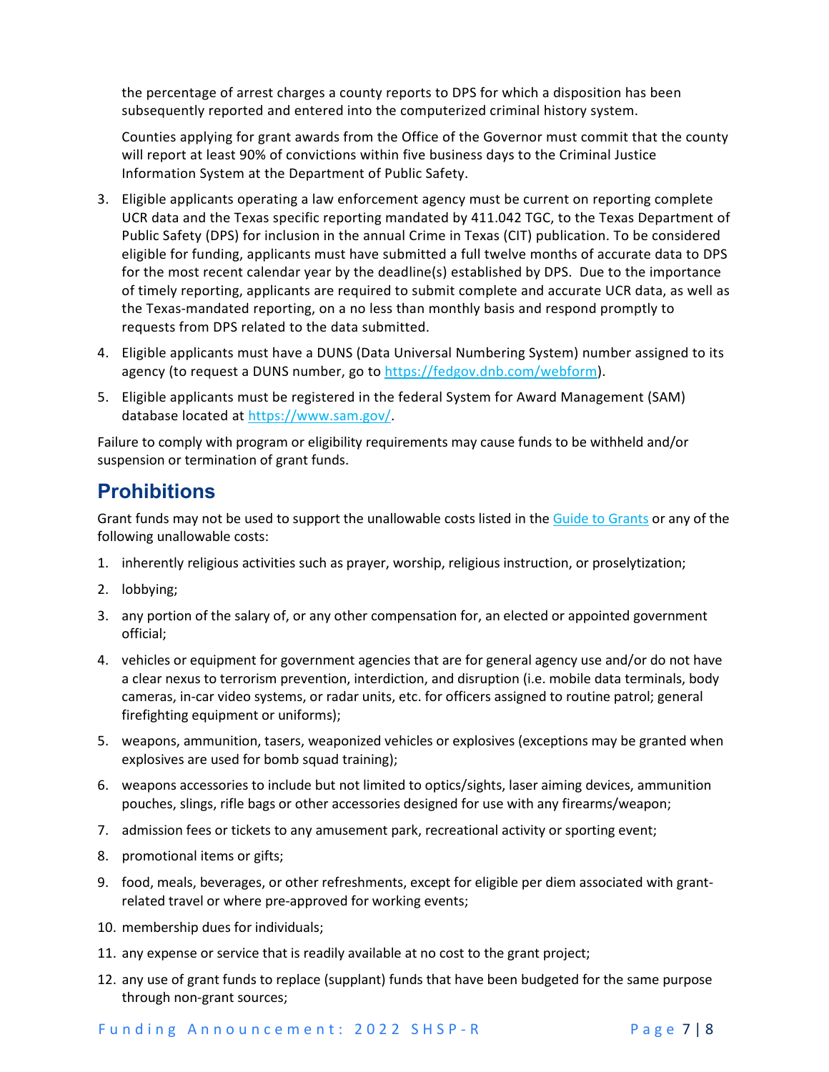the percentage of arrest charges a county reports to DPS for which a disposition has been subsequently reported and entered into the computerized criminal history system.

Counties applying for grant awards from the Office of the Governor must commit that the county will report at least 90% of convictions within five business days to the Criminal Justice Information System at the Department of Public Safety.

3. Eligible applicants operating a law enforcement agency must be current on reporting complete UCR data and the Texas specific reporting mandated by 411.042 TGC, to the Texas Department of Public Safety (DPS) for inclusion in the annual Crime in Texas (CIT) publication. To be considered eligible for funding, applicants must have submitted a full twelve months of accurate data to DPS for the most recent calendar year by the deadline(s) established by DPS. Due to the importance of timely reporting, applicants are required to submit complete and accurate UCR data, as well as the Texas-mandated reporting, on a no less than monthly basis and respond promptly to requests from DPS related to the data submitted.
4. Eligible applicants must have a DUNS (Data Universal Numbering System) number assigned to its agency (to request a DUNS number, go to [https://fedgov.dnb.com/webform](https://fedgov.dnb.com/webform)).
5. Eligible applicants must be registered in the federal System for Award Management (SAM) database located at [https://www.sam.gov/](https://www.sam.gov/).

Failure to comply with program or eligibility requirements may cause funds to be withheld and/or suspension or termination of grant funds.

## Prohibitions

Grant funds may not be used to support the unallowable costs listed in the [Guide to Grants](#) or any of the following unallowable costs:

1. inherently religious activities such as prayer, worship, religious instruction, or proselytization;
2. lobbying;
3. any portion of the salary of, or any other compensation for, an elected or appointed government official;
4. vehicles or equipment for government agencies that are for general agency use and/or do not have a clear nexus to terrorism prevention, interdiction, and disruption (i.e. mobile data terminals, body cameras, in-car video systems, or radar units, etc. for officers assigned to routine patrol; general firefighting equipment or uniforms);
5. weapons, ammunition, tasers, weaponized vehicles or explosives (exceptions may be granted when explosives are used for bomb squad training);
6. weapons accessories to include but not limited to optics/sights, laser aiming devices, ammunition pouches, slings, rifle bags or other accessories designed for use with any firearms/weapon;
7. admission fees or tickets to any amusement park, recreational activity or sporting event;
8. promotional items or gifts;
9. food, meals, beverages, or other refreshments, except for eligible per diem associated with grant-related travel or where pre-approved for working events;
10. membership dues for individuals;
11. any expense or service that is readily available at no cost to the grant project;
12. any use of grant funds to replace (supplant) funds that have been budgeted for the same purpose through non-grant sources;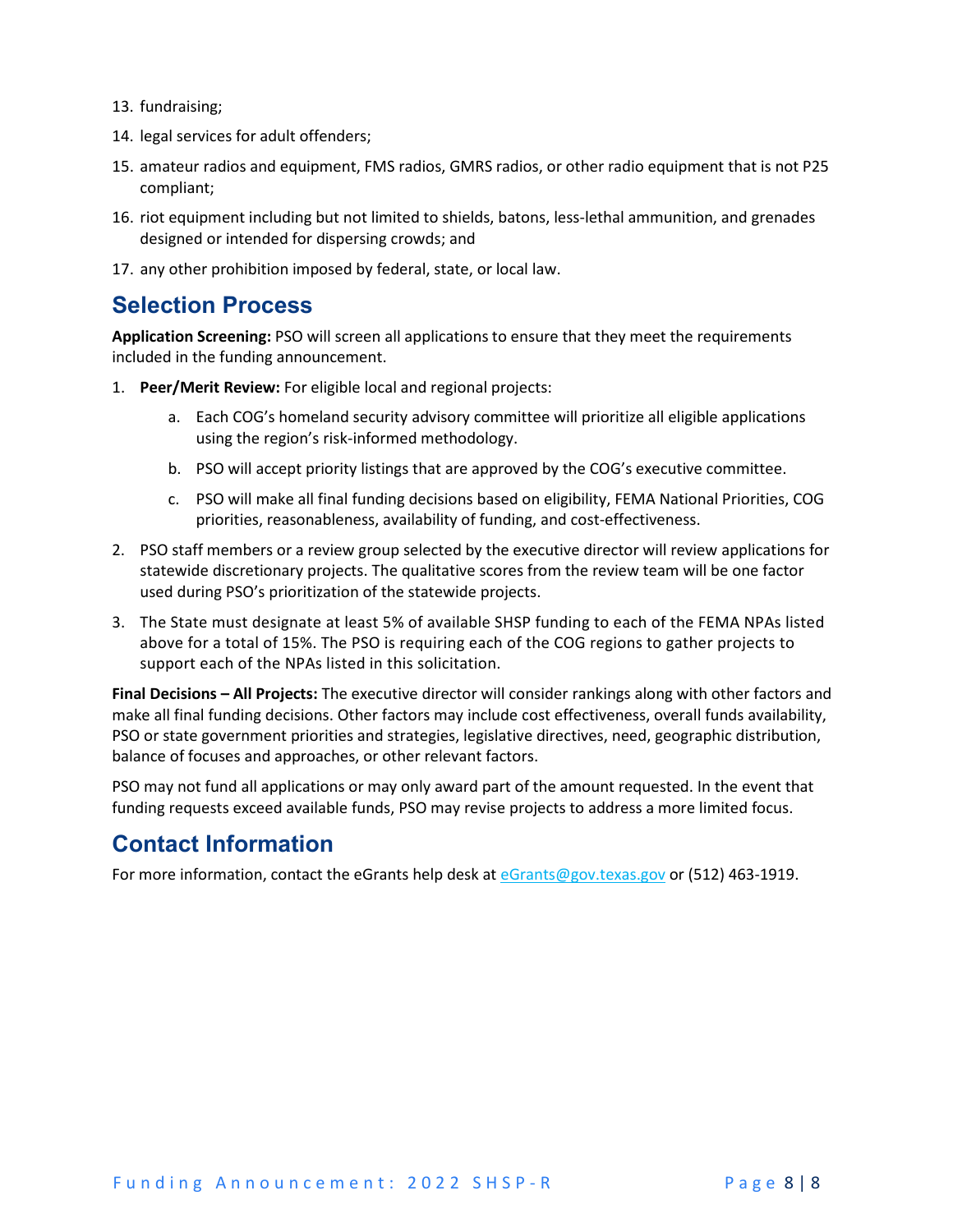13. fundraising;
14. legal services for adult offenders;
15. amateur radios and equipment, FMS radios, GMRS radios, or other radio equipment that is not P25 compliant;
16. riot equipment including but not limited to shields, batons, less-lethal ammunition, and grenades designed or intended for dispersing crowds; and
17. any other prohibition imposed by federal, state, or local law.

## Selection Process

**Application Screening:** PSO will screen all applications to ensure that they meet the requirements included in the funding announcement.

1. **Peer/Merit Review:** For eligible local and regional projects:
   a. Each COG's homeland security advisory committee will prioritize all eligible applications using the region's risk-informed methodology.
   b. PSO will accept priority listings that are approved by the COG's executive committee.
   c. PSO will make all final funding decisions based on eligibility, FEMA National Priorities, COG priorities, reasonableness, availability of funding, and cost-effectiveness.
2. PSO staff members or a review group selected by the executive director will review applications for statewide discretionary projects. The qualitative scores from the review team will be one factor used during PSO's prioritization of the statewide projects.
3. The State must designate at least 5% of available SHSP funding to each of the FEMA NPAs listed above for a total of 15%. The PSO is requiring each of the COG regions to gather projects to support each of the NPAs listed in this solicitation.

**Final Decisions – All Projects:** The executive director will consider rankings along with other factors and make all final funding decisions. Other factors may include cost effectiveness, overall funds availability, PSO or state government priorities and strategies, legislative directives, need, geographic distribution, balance of focuses and approaches, or other relevant factors.

PSO may not fund all applications or may only award part of the amount requested. In the event that funding requests exceed available funds, PSO may revise projects to address a more limited focus.

## Contact Information

For more information, contact the eGrants help desk at eGrants@gov.texas.gov or (512) 463-1919.